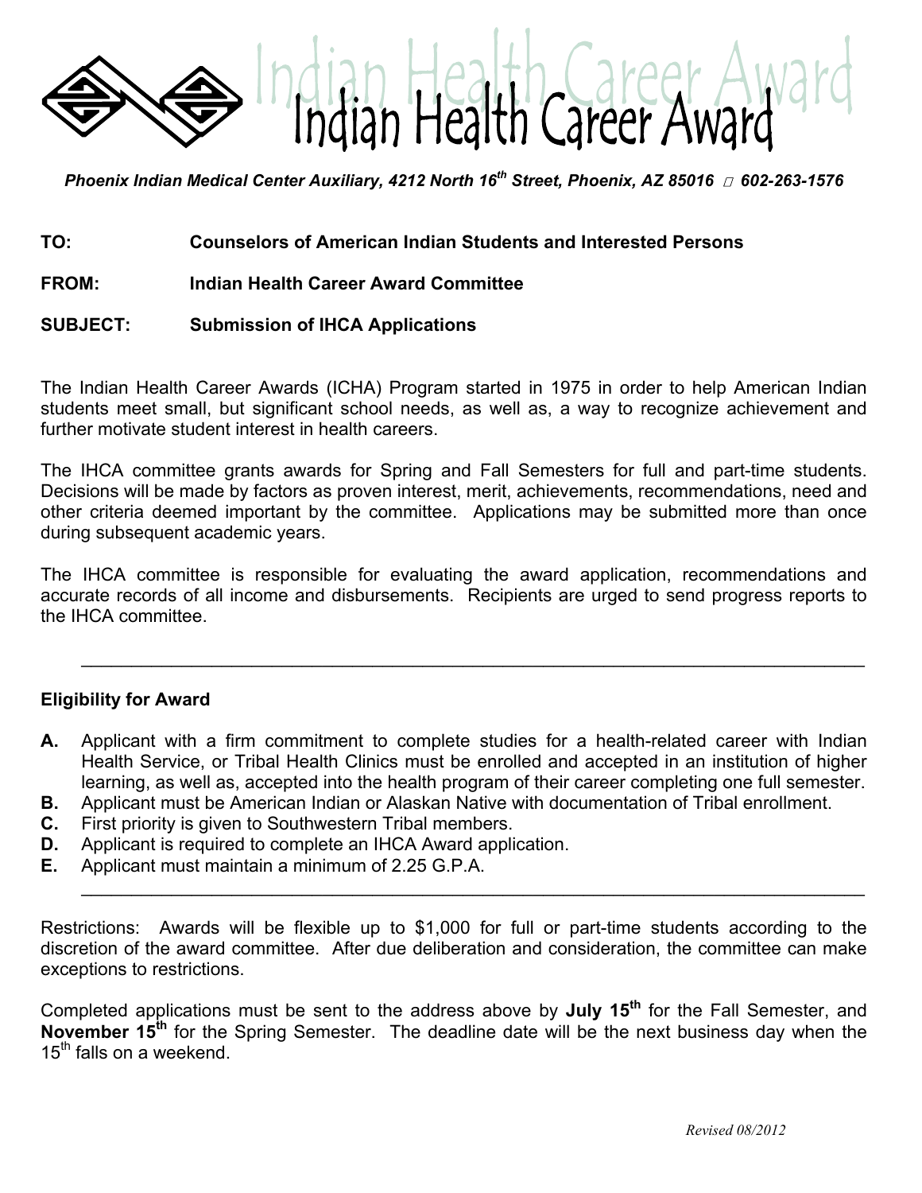# Indian Health Career Award

*Phoenix Indian Medical Center Auxiliary, 4212 North 16th Street, Phoenix, AZ 85016 602-263-1576*

**TO:** **Counselors of American Indian Students and Interested Persons**

**FROM:** **Indian Health Career Award Committee**

**SUBJECT:** **Submission of IHCA Applications**

The Indian Health Career Awards (ICHA) Program started in 1975 in order to help American Indian students meet small, but significant school needs, as well as, a way to recognize achievement and further motivate student interest in health careers.

The IHCA committee grants awards for Spring and Fall Semesters for full and part-time students. Decisions will be made by factors as proven interest, merit, achievements, recommendations, need and other criteria deemed important by the committee. Applications may be submitted more than once during subsequent academic years.

The IHCA committee is responsible for evaluating the award application, recommendations and accurate records of all income and disbursements. Recipients are urged to send progress reports to the IHCA committee.

---

## Eligibility for Award

- **A.** Applicant with a firm commitment to complete studies for a health-related career with Indian Health Service, or Tribal Health Clinics must be enrolled and accepted in an institution of higher learning, as well as, accepted into the health program of their career completing one full semester.
- **B.** Applicant must be American Indian or Alaskan Native with documentation of Tribal enrollment.
- **C.** First priority is given to Southwestern Tribal members.
- **D.** Applicant is required to complete an IHCA Award application.
- **E.** Applicant must maintain a minimum of 2.25 G.P.A.

---

Restrictions: Awards will be flexible up to $1,000 for full or part-time students according to the discretion of the award committee. After due deliberation and consideration, the committee can make exceptions to restrictions.

Completed applications must be sent to the address above by **July 15th** for the Fall Semester, and **November 15th** for the Spring Semester. The deadline date will be the next business day when the 15th falls on a weekend.

*Revised 08/2012*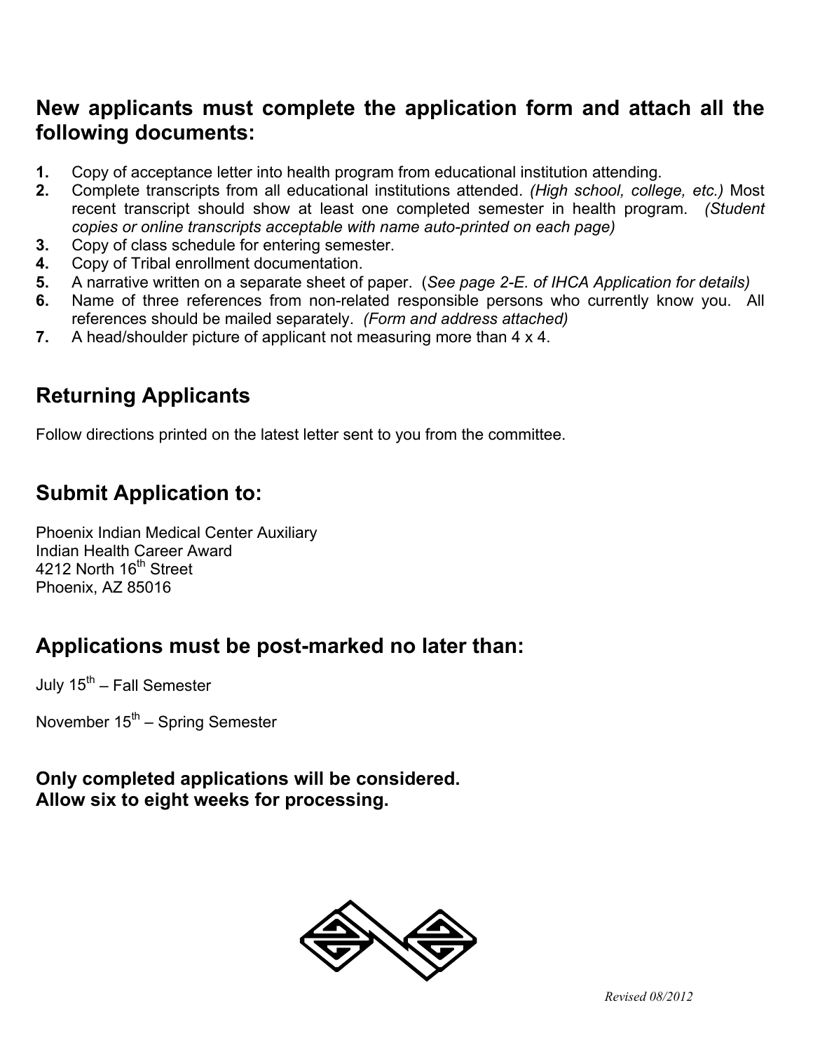## New applicants must complete the application form and attach all the following documents:

1. Copy of acceptance letter into health program from educational institution attending.
2. Complete transcripts from all educational institutions attended. *(High school, college, etc.)* Most recent transcript should show at least one completed semester in health program. *(Student copies or online transcripts acceptable with name auto-printed on each page)*
3. Copy of class schedule for entering semester.
4. Copy of Tribal enrollment documentation.
5. A narrative written on a separate sheet of paper. (*See page 2-E. of IHCA Application for details)*
6. Name of three references from non-related responsible persons who currently know you. All references should be mailed separately. *(Form and address attached)*
7. A head/shoulder picture of applicant not measuring more than 4 x 4.

## Returning Applicants

Follow directions printed on the latest letter sent to you from the committee.

## Submit Application to:

Phoenix Indian Medical Center Auxiliary
Indian Health Career Award
4212 North 16th Street
Phoenix, AZ 85016

## Applications must be post-marked no later than:

July 15th – Fall Semester

November 15th – Spring Semester

**Only completed applications will be considered.**
**Allow six to eight weeks for processing.**

*Revised 08/2012*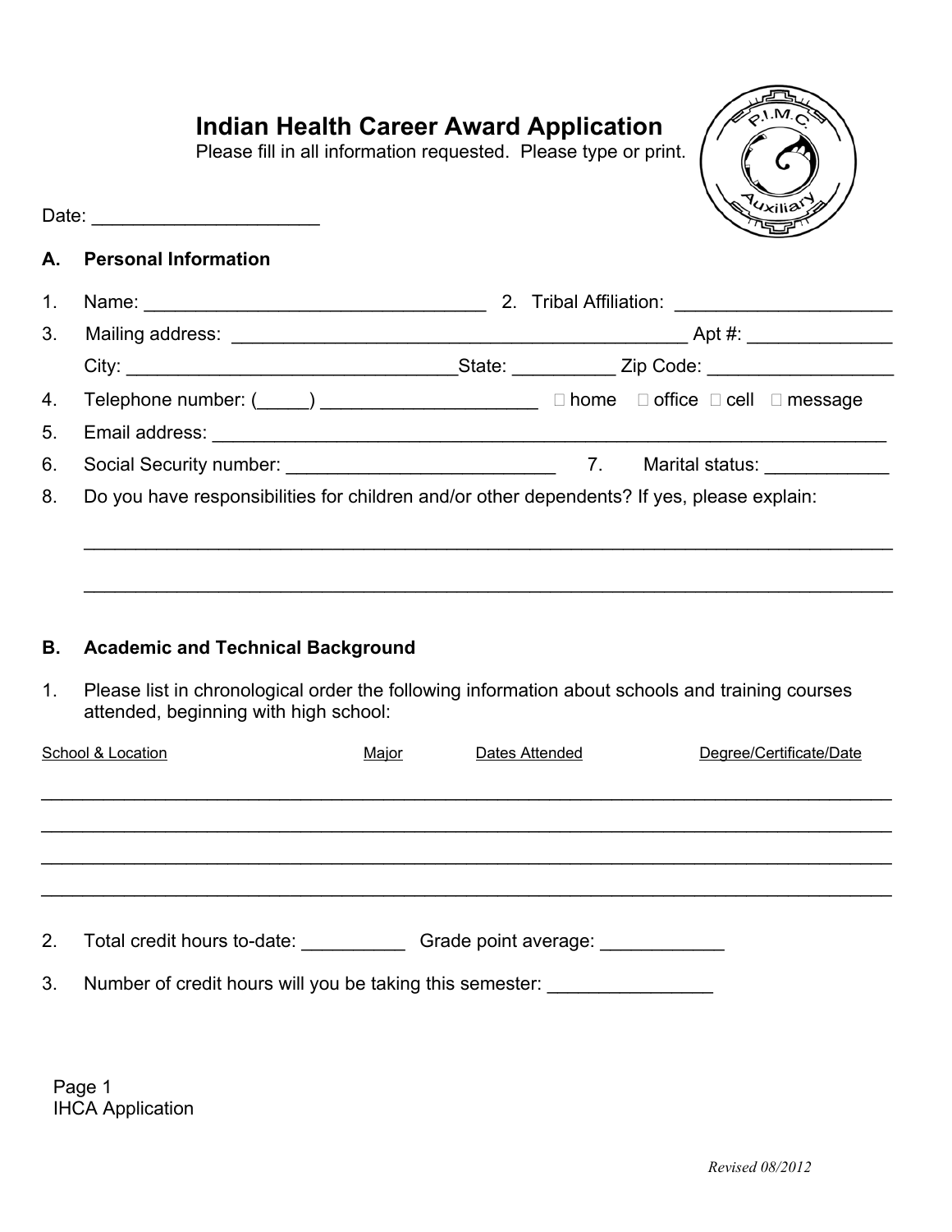# Indian Health Career Award Application

Please fill in all information requested. Please type or print.

Date: ______________________

## A. Personal Information

1. Name: _________________________________ 2. Tribal Affiliation: _____________________
3. Mailing address: ____________________________________________ Apt #: ______________

   City: ________________________________State: __________ Zip Code: __________________
4. Telephone number: (_____) _____________________ ☐ home ☐ office ☐ cell ☐ message
5. Email address: ___________________________________________________________________
6. Social Security number: __________________________ 7. Marital status: ____________
8. Do you have responsibilities for children and/or other dependents? If yes, please explain:

   ______________________________________________________________________________

   ______________________________________________________________________________

## B. Academic and Technical Background

1. Please list in chronological order the following information about schools and training courses attended, beginning with high school:

| School & Location | Major | Dates Attended | Degree/Certificate/Date |
| --- | --- | --- | --- |
| | | | |
| | | | |
| | | | |
| | | | |

2. Total credit hours to-date: __________ Grade point average: ____________
3. Number of credit hours will you be taking this semester: ________________

Page 1
IHCA Application

*Revised 08/2012*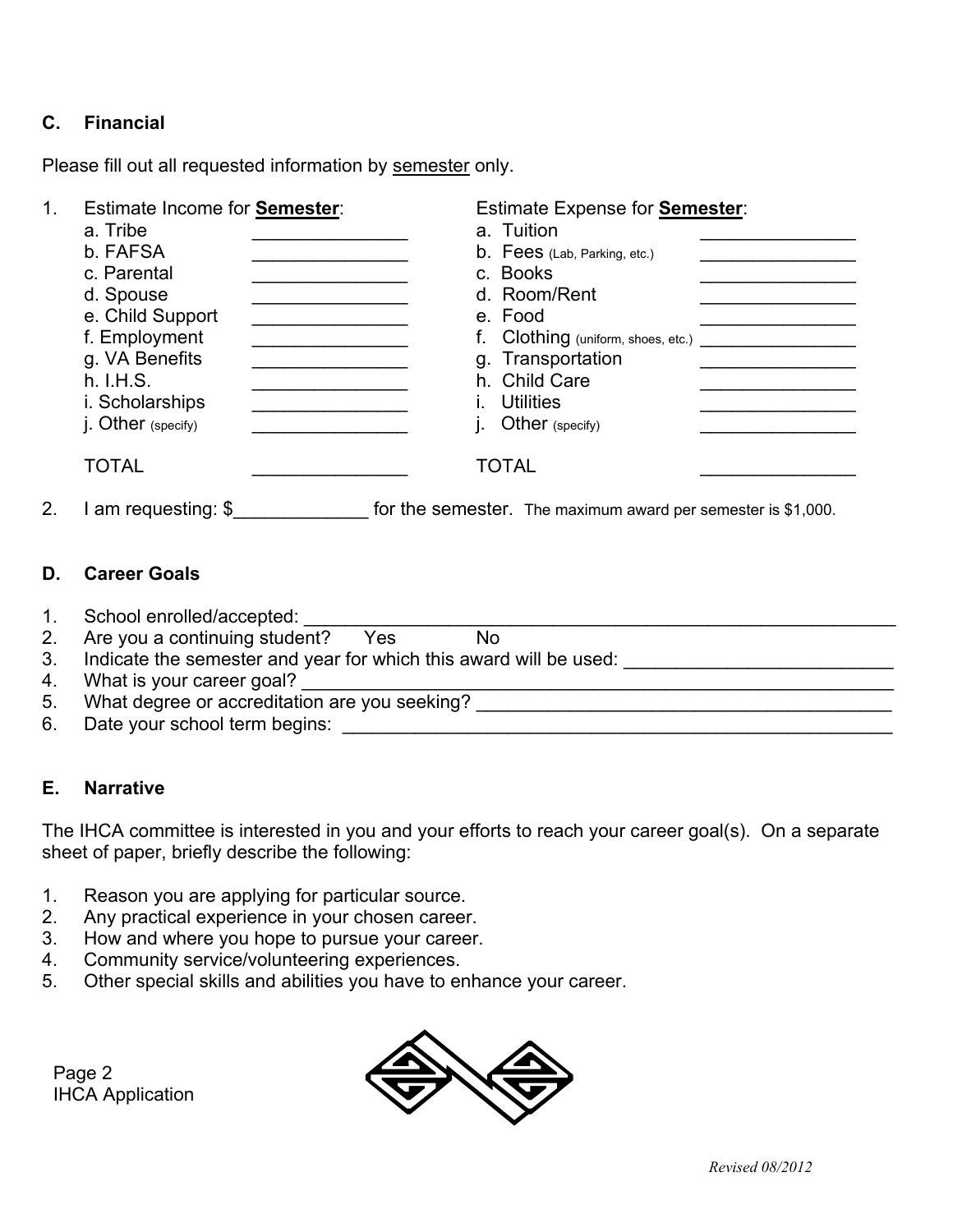### C. Financial

Please fill out all requested information by <u>semester</u> only.

1. Estimate Income for **<u>Semester</u>**: / Estimate Expense for **<u>Semester</u>**:

| Estimate Income for Semester | | Estimate Expense for Semester | |
|---|---|---|---|
| a. Tribe | _______________ | a. Tuition | _______________ |
| b. FAFSA | _______________ | b. Fees (Lab, Parking, etc.) | _______________ |
| c. Parental | _______________ | c. Books | _______________ |
| d. Spouse | _______________ | d. Room/Rent | _______________ |
| e. Child Support | _______________ | e. Food | _______________ |
| f. Employment | _______________ | f. Clothing (uniform, shoes, etc.) | _______________ |
| g. VA Benefits | _______________ | g. Transportation | _______________ |
| h. I.H.S. | _______________ | h. Child Care | _______________ |
| i. Scholarships | _______________ | i. Utilities | _______________ |
| j. Other (specify) | _______________ | j. Other (specify) | _______________ |
| TOTAL | _______________ | TOTAL | _______________ |

2. I am requesting: $_____________ for the semester. The maximum award per semester is $1,000.

### D. Career Goals

1. School enrolled/accepted: ____________________________________________________________
2. Are you a continuing student? Yes No
3. Indicate the semester and year for which this award will be used: __________________________
4. What is your career goal? ______________________________________________________________
5. What degree or accreditation are you seeking? _________________________________________
6. Date your school term begins: ___________________________________________________________

### E. Narrative

The IHCA committee is interested in you and your efforts to reach your career goal(s). On a separate sheet of paper, briefly describe the following:

1. Reason you are applying for particular source.
2. Any practical experience in your chosen career.
3. How and where you hope to pursue your career.
4. Community service/volunteering experiences.
5. Other special skills and abilities you have to enhance your career.

IHCA Application

*Revised 08/2012*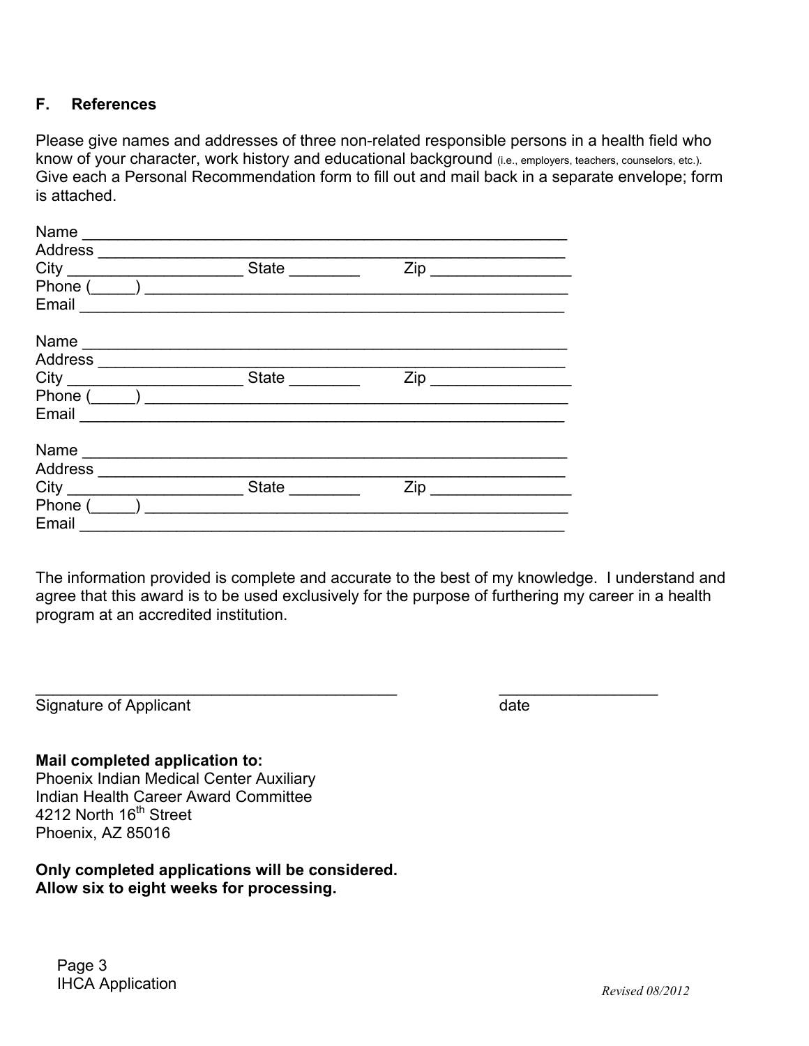## F. References

Please give names and addresses of three non-related responsible persons in a health field who know of your character, work history and educational background (i.e., employers, teachers, counselors, etc.). Give each a Personal Recommendation form to fill out and mail back in a separate envelope; form is attached.

Name ________________________________________________________
Address ______________________________________________________
City ____________________ State ________ Zip ________________
Phone (_____) ________________________________________________
Email ________________________________________________________

Name ________________________________________________________
Address ______________________________________________________
City ____________________ State ________ Zip ________________
Phone (_____) ________________________________________________
Email ________________________________________________________

Name ________________________________________________________
Address ______________________________________________________
City ____________________ State ________ Zip ________________
Phone (_____) ________________________________________________
Email ________________________________________________________

The information provided is complete and accurate to the best of my knowledge. I understand and agree that this award is to be used exclusively for the purpose of furthering my career in a health program at an accredited institution.

__________________________________________ __________________
Signature of Applicant date

**Mail completed application to:**
Phoenix Indian Medical Center Auxiliary
Indian Health Career Award Committee
4212 North 16th Street
Phoenix, AZ 85016

**Only completed applications will be considered.**
**Allow six to eight weeks for processing.**

Page 3
IHCA Application

*Revised 08/2012*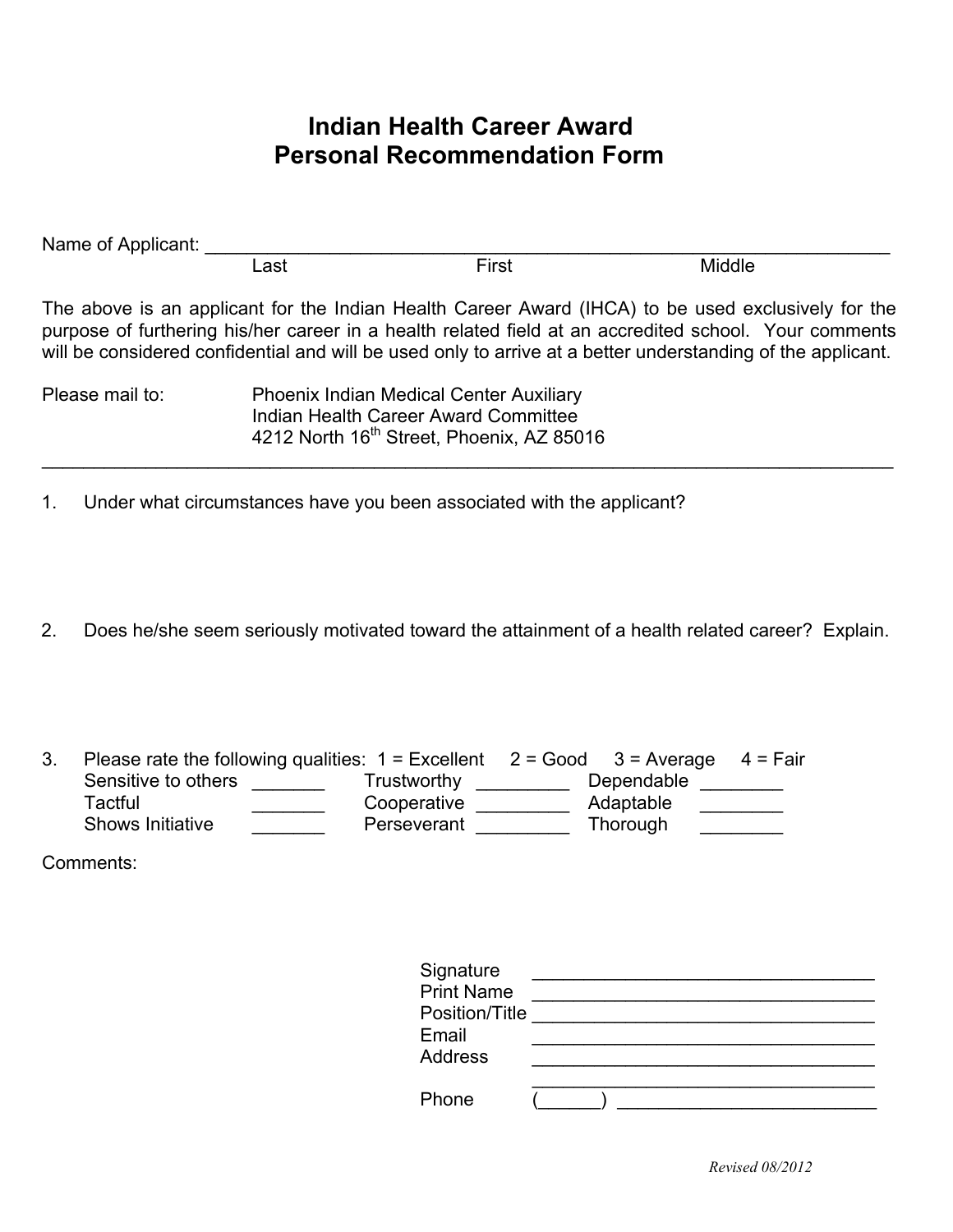# Indian Health Career Award
# Personal Recommendation Form

Name of Applicant: ______________________________________________________________
Last First Middle

The above is an applicant for the Indian Health Career Award (IHCA) to be used exclusively for the purpose of furthering his/her career in a health related field at an accredited school. Your comments will be considered confidential and will be used only to arrive at a better understanding of the applicant.

Please mail to:
Phoenix Indian Medical Center Auxiliary
Indian Health Career Award Committee
4212 North 16th Street, Phoenix, AZ 85016

---

1. Under what circumstances have you been associated with the applicant?

2. Does he/she seem seriously motivated toward the attainment of a health related career? Explain.

3. Please rate the following qualities: 1 = Excellent 2 = Good 3 = Average 4 = Fair

| | | | | | |
|---|---|---|---|---|---|
| Sensitive to others | _______ | Trustworthy | _________ | Dependable | ________ |
| Tactful | _______ | Cooperative | _________ | Adaptable | ________ |
| Shows Initiative | _______ | Perseverant | _________ | Thorough | ________ |

Comments:

Signature __________________________________

Print Name __________________________________

Position/Title __________________________________

Email __________________________________

Address __________________________________

__________________________________

Phone (______) __________________________

*Revised 08/2012*